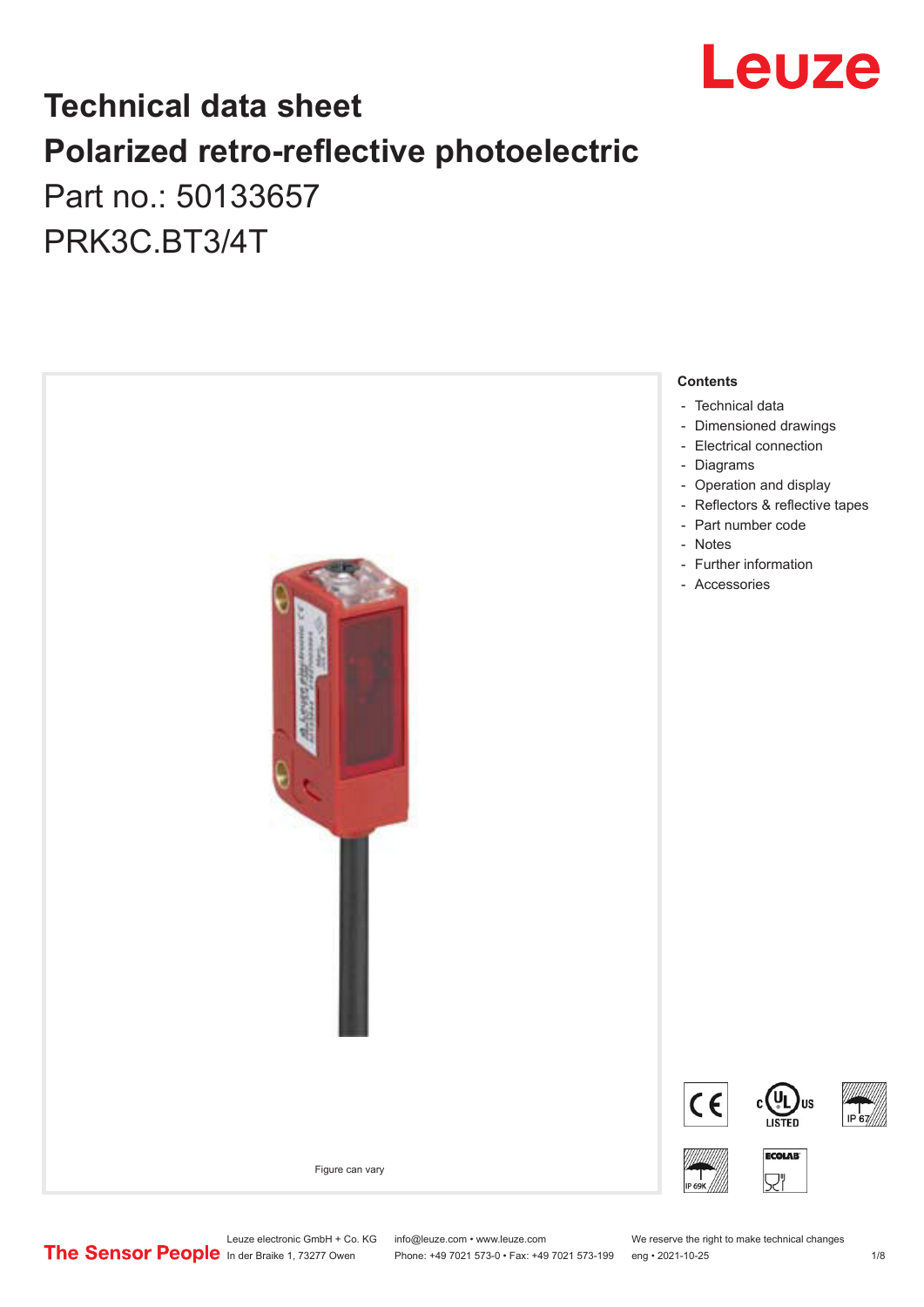# Technical data sheet

# Polarized retro-reflective photoelectric

Part no.: 50133657

PRK3C.BT3/4T

Figure can vary

**Contents**

- Technical data
- Dimensioned drawings
- Electrical connection
- Diagrams
- Operation and display
- Reflectors & reflective tapes
- Part number code
- Notes
- Further information
- Accessories

Leuze electronic GmbH + Co. KG
In der Braike 1, 73277 Owen

info@leuze.com • www.leuze.com
Phone: +49 7021 573-0 • Fax: +49 7021 573-199

We reserve the right to make technical changes
eng • 2021-10-25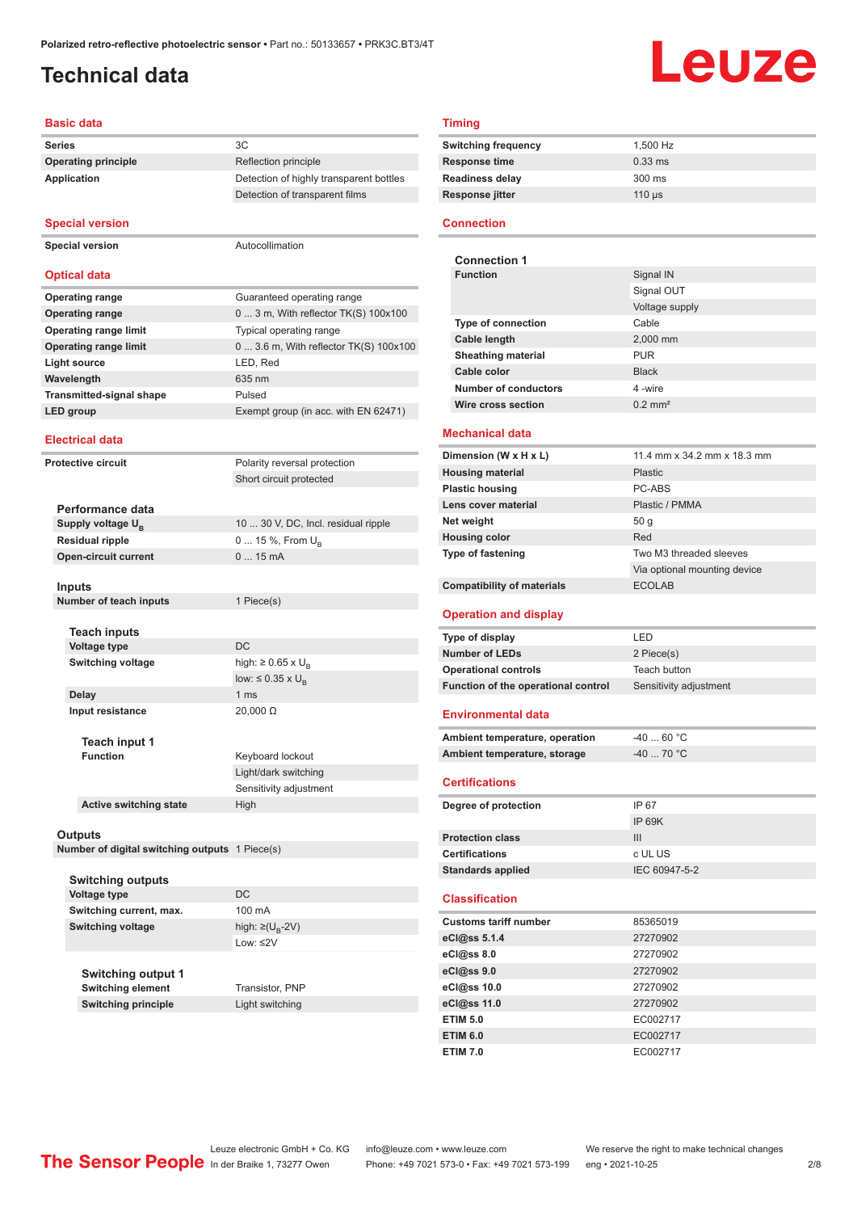# Technical data

## Basic data

| | |
|---|---|
| **Series** | 3C |
| **Operating principle** | Reflection principle |
| **Application** | Detection of highly transparent bottles |
| | Detection of transparent films |

## Special version

| | |
|---|---|
| **Special version** | Autocollimation |

## Optical data

| | |
|---|---|
| **Operating range** | Guaranteed operating range |
| **Operating range** | 0 ... 3 m, With reflector TK(S) 100x100 |
| **Operating range limit** | Typical operating range |
| **Operating range limit** | 0 ... 3.6 m, With reflector TK(S) 100x100 |
| **Light source** | LED, Red |
| **Wavelength** | 635 nm |
| **Transmitted-signal shape** | Pulsed |
| **LED group** | Exempt group (in acc. with EN 62471) |

## Electrical data

| | |
|---|---|
| **Protective circuit** | Polarity reversal protection |
| | Short circuit protected |

### Performance data

| | |
|---|---|
| **Supply voltage $U_B$** | 10 ... 30 V, DC, Incl. residual ripple |
| **Residual ripple** | 0 ... 15 %, From $U_B$ |
| **Open-circuit current** | 0 ... 15 mA |

### Inputs

| | |
|---|---|
| **Number of teach inputs** | 1 Piece(s) |

#### Teach inputs

| | |
|---|---|
| **Voltage type** | DC |
| **Switching voltage** | high: ≥ 0.65 x $U_B$ |
| | low: ≤ 0.35 x $U_B$ |
| **Delay** | 1 ms |
| **Input resistance** | 20,000 Ω |

##### Teach input 1

| | |
|---|---|
| **Function** | Keyboard lockout |
| | Light/dark switching |
| | Sensitivity adjustment |
| **Active switching state** | High |

### Outputs

| | |
|---|---|
| **Number of digital switching outputs** | 1 Piece(s) |

#### Switching outputs

| | |
|---|---|
| **Voltage type** | DC |
| **Switching current, max.** | 100 mA |
| **Switching voltage** | high: ≥($U_B$-2V) |
| | Low: ≤2V |

##### Switching output 1

| | |
|---|---|
| **Switching element** | Transistor, PNP |
| **Switching principle** | Light switching |

## Timing

| | |
|---|---|
| **Switching frequency** | 1,500 Hz |
| **Response time** | 0.33 ms |
| **Readiness delay** | 300 ms |
| **Response jitter** | 110 µs |

## Connection

### Connection 1

| | |
|---|---|
| **Function** | Signal IN |
| | Signal OUT |
| | Voltage supply |
| **Type of connection** | Cable |
| **Cable length** | 2,000 mm |
| **Sheathing material** | PUR |
| **Cable color** | Black |
| **Number of conductors** | 4 -wire |
| **Wire cross section** | 0.2 mm² |

## Mechanical data

| | |
|---|---|
| **Dimension (W x H x L)** | 11.4 mm x 34.2 mm x 18.3 mm |
| **Housing material** | Plastic |
| **Plastic housing** | PC-ABS |
| **Lens cover material** | Plastic / PMMA |
| **Net weight** | 50 g |
| **Housing color** | Red |
| **Type of fastening** | Two M3 threaded sleeves |
| | Via optional mounting device |
| **Compatibility of materials** | ECOLAB |

## Operation and display

| | |
|---|---|
| **Type of display** | LED |
| **Number of LEDs** | 2 Piece(s) |
| **Operational controls** | Teach button |
| **Function of the operational control** | Sensitivity adjustment |

## Environmental data

| | |
|---|---|
| **Ambient temperature, operation** | -40 ... 60 °C |
| **Ambient temperature, storage** | -40 ... 70 °C |

## Certifications

| | |
|---|---|
| **Degree of protection** | IP 67 |
| | IP 69K |
| **Protection class** | III |
| **Certifications** | c UL US |
| **Standards applied** | IEC 60947-5-2 |

## Classification

| | |
|---|---|
| **Customs tariff number** | 85365019 |
| **eCl@ss 5.1.4** | 27270902 |
| **eCl@ss 8.0** | 27270902 |
| **eCl@ss 9.0** | 27270902 |
| **eCl@ss 10.0** | 27270902 |
| **eCl@ss 11.0** | 27270902 |
| **ETIM 5.0** | EC002717 |
| **ETIM 6.0** | EC002717 |
| **ETIM 7.0** | EC002717 |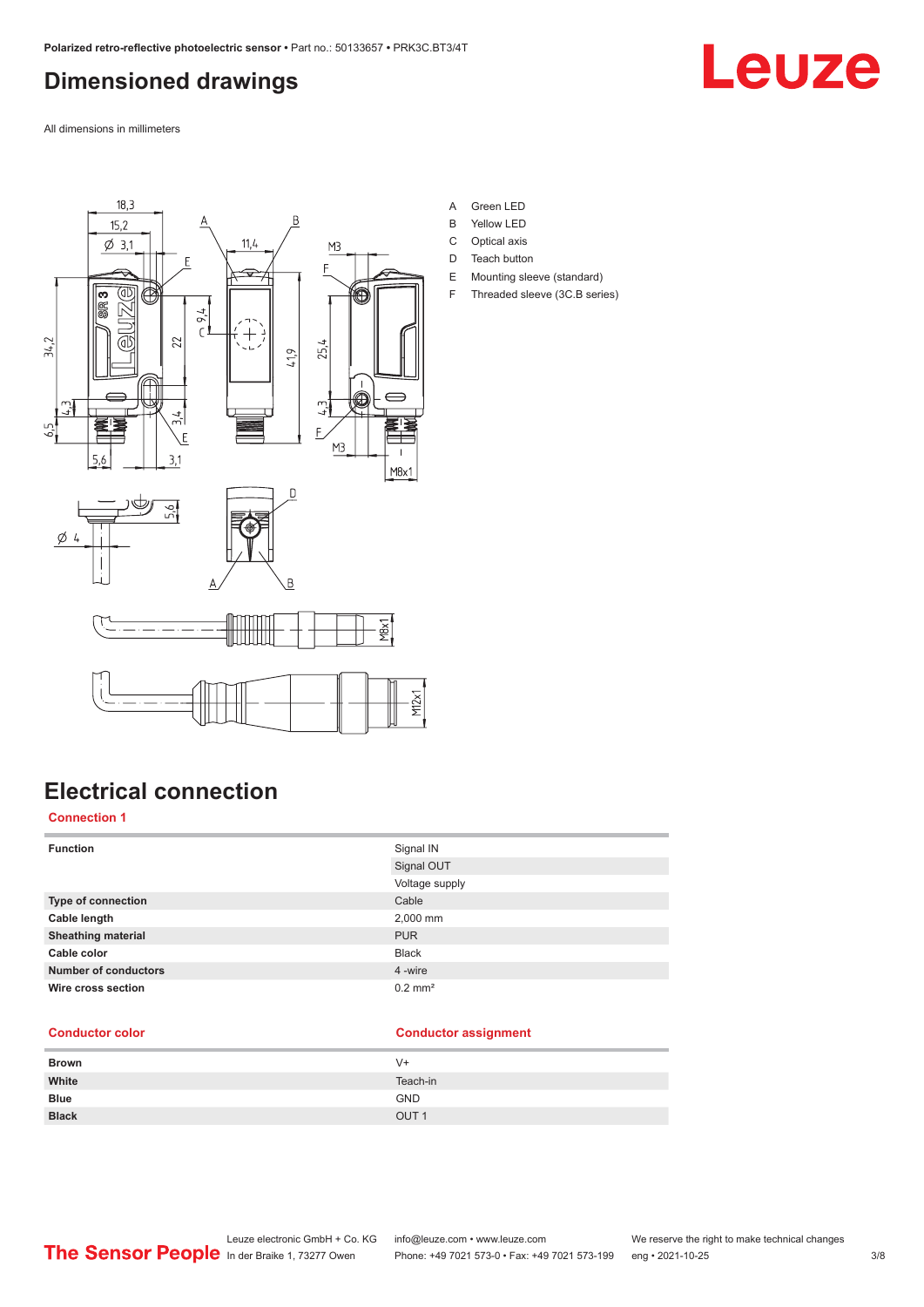# Dimensioned drawings

All dimensions in millimeters

A Green LED
B Yellow LED
C Optical axis
D Teach button
E Mounting sleeve (standard)
F Threaded sleeve (3C.B series)

# Electrical connection

## Connection 1

| | |
|---|---|
| **Function** | Signal IN |
| | Signal OUT |
| | Voltage supply |
| **Type of connection** | Cable |
| **Cable length** | 2,000 mm |
| **Sheathing material** | PUR |
| **Cable color** | Black |
| **Number of conductors** | 4 -wire |
| **Wire cross section** | 0.2 mm² |

| Conductor color | Conductor assignment |
|---|---|
| **Brown** | V+ |
| **White** | Teach-in |
| **Blue** | GND |
| **Black** | OUT 1 |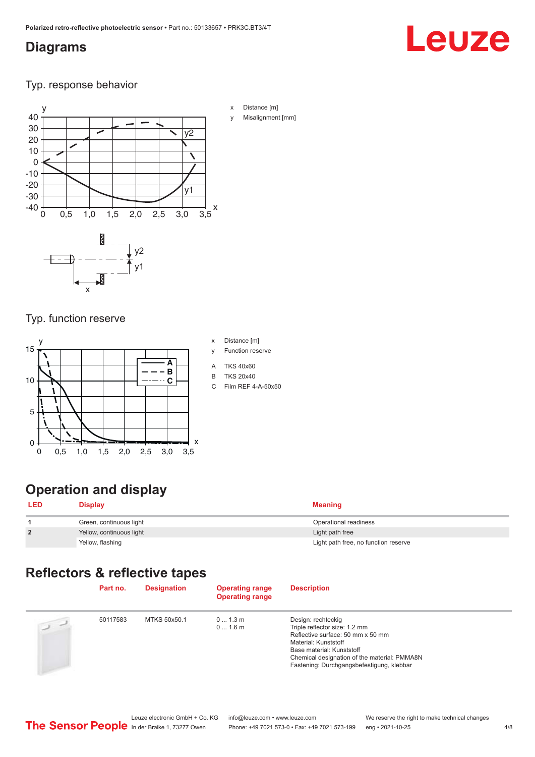## Diagrams

### Typ. response behavior

x Distance [m]

y Misalignment [mm]

### Typ. function reserve

x Distance [m]

y Function reserve

A TKS 40x60

B TKS 20x40

C Film REF 4-A-50x50

## Operation and display

| LED | Display | Meaning |
|---|---|---|
| 1 | Green, continuous light | Operational readiness |
| 2 | Yellow, continuous light | Light path free |
| | Yellow, flashing | Light path free, no function reserve |

## Reflectors & reflective tapes

| | Part no. | Designation | Operating range<br>Operating range | Description |
|---|---|---|---|---|
| | 50117583 | MTKS 50x50.1 | 0 ... 1.3 m<br>0 ... 1.6 m | Design: rechteckig<br>Triple reflector size: 1.2 mm<br>Reflective surface: 50 mm x 50 mm<br>Material: Kunststoff<br>Base material: Kunststoff<br>Chemical designation of the material: PMMA8N<br>Fastening: Durchgangsbefestigung, klebbar |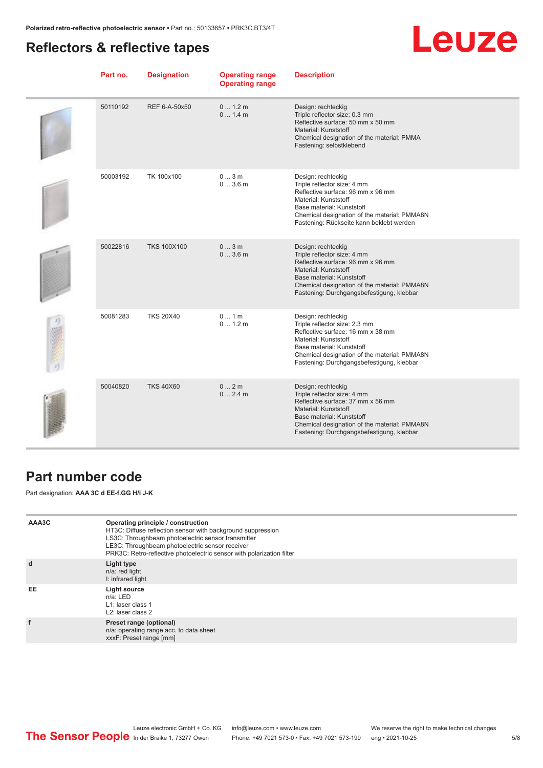## Reflectors & reflective tapes

| Part no. | Designation | Operating range<br>Operating range | Description |
|---|---|---|---|
| 50110192 | REF 6-A-50x50 | 0 ... 1.2 m<br>0 ... 1.4 m | Design: rechteckig<br>Triple reflector size: 0.3 mm<br>Reflective surface: 50 mm x 50 mm<br>Material: Kunststoff<br>Chemical designation of the material: PMMA<br>Fastening: selbstklebend |
| 50003192 | TK 100x100 | 0 ... 3 m<br>0 ... 3.6 m | Design: rechteckig<br>Triple reflector size: 4 mm<br>Reflective surface: 96 mm x 96 mm<br>Material: Kunststoff<br>Base material: Kunststoff<br>Chemical designation of the material: PMMA8N<br>Fastening: Rückseite kann beklebt werden |
| 50022816 | TKS 100X100 | 0 ... 3 m<br>0 ... 3.6 m | Design: rechteckig<br>Triple reflector size: 4 mm<br>Reflective surface: 96 mm x 96 mm<br>Material: Kunststoff<br>Base material: Kunststoff<br>Chemical designation of the material: PMMA8N<br>Fastening: Durchgangsbefestigung, klebbar |
| 50081283 | TKS 20X40 | 0 ... 1 m<br>0 ... 1.2 m | Design: rechteckig<br>Triple reflector size: 2.3 mm<br>Reflective surface: 16 mm x 38 mm<br>Material: Kunststoff<br>Base material: Kunststoff<br>Chemical designation of the material: PMMA8N<br>Fastening: Durchgangsbefestigung, klebbar |
| 50040820 | TKS 40X60 | 0 ... 2 m<br>0 ... 2.4 m | Design: rechteckig<br>Triple reflector size: 4 mm<br>Reflective surface: 37 mm x 56 mm<br>Material: Kunststoff<br>Base material: Kunststoff<br>Chemical designation of the material: PMMA8N<br>Fastening: Durchgangsbefestigung, klebbar |

## Part number code

Part designation: **AAA 3C d EE-f.GG H/i J-K**

| | |
|---|---|
| **AAA3C** | **Operating principle / construction**<br>HT3C: Diffuse reflection sensor with background suppression<br>LS3C: Throughbeam photoelectric sensor transmitter<br>LE3C: Throughbeam photoelectric sensor receiver<br>PRK3C: Retro-reflective photoelectric sensor with polarization filter |
| **d** | **Light type**<br>n/a: red light<br>I: infrared light |
| **EE** | **Light source**<br>n/a: LED<br>L1: laser class 1<br>L2: laser class 2 |
| **f** | **Preset range (optional)**<br>n/a: operating range acc. to data sheet<br>xxxF: Preset range [mm] |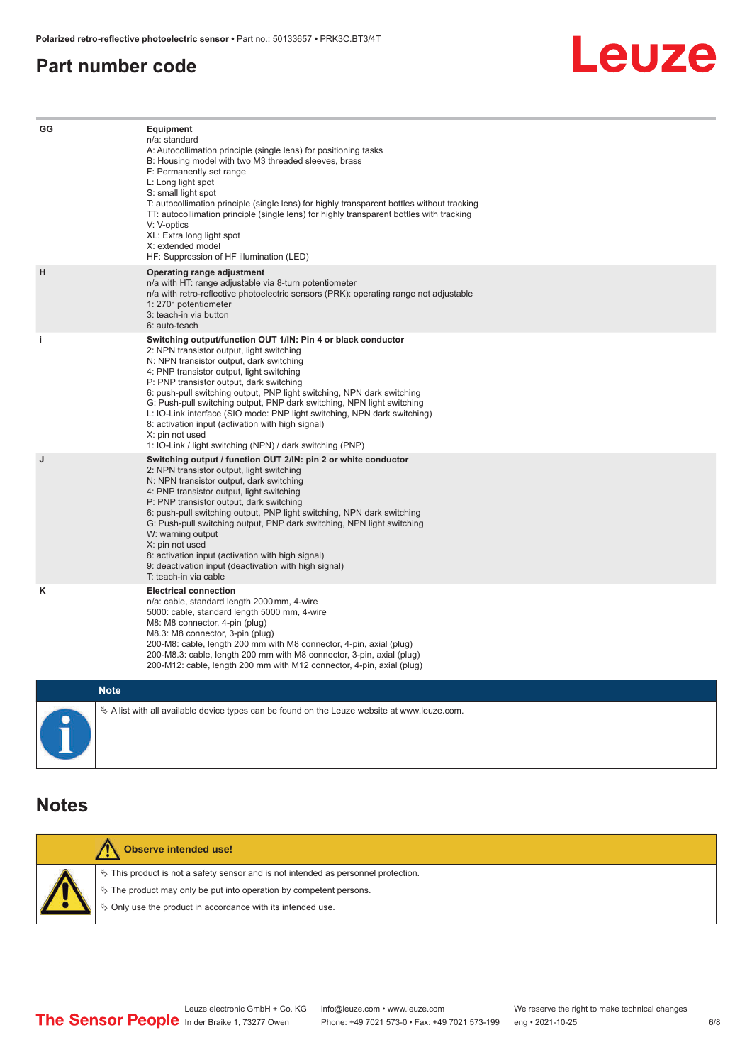## Part number code

| | |
|---|---|
| GG | **Equipment**<br>n/a: standard<br>A: Autocollimation principle (single lens) for positioning tasks<br>B: Housing model with two M3 threaded sleeves, brass<br>F: Permanently set range<br>L: Long light spot<br>S: small light spot<br>T: autocollimation principle (single lens) for highly transparent bottles without tracking<br>TT: autocollimation principle (single lens) for highly transparent bottles with tracking<br>V: V-optics<br>XL: Extra long light spot<br>X: extended model<br>HF: Suppression of HF illumination (LED) |
| H | **Operating range adjustment**<br>n/a with HT: range adjustable via 8-turn potentiometer<br>n/a with retro-reflective photoelectric sensors (PRK): operating range not adjustable<br>1: 270° potentiometer<br>3: teach-in via button<br>6: auto-teach |
| i | **Switching output/function OUT 1/IN: Pin 4 or black conductor**<br>2: NPN transistor output, light switching<br>N: NPN transistor output, dark switching<br>4: PNP transistor output, light switching<br>P: PNP transistor output, dark switching<br>6: push-pull switching output, PNP light switching, NPN dark switching<br>G: Push-pull switching output, PNP dark switching, NPN light switching<br>L: IO-Link interface (SIO mode: PNP light switching, NPN dark switching)<br>8: activation input (activation with high signal)<br>X: pin not used<br>1: IO-Link / light switching (NPN) / dark switching (PNP) |
| J | **Switching output / function OUT 2/IN: pin 2 or white conductor**<br>2: NPN transistor output, light switching<br>N: NPN transistor output, dark switching<br>4: PNP transistor output, light switching<br>P: PNP transistor output, dark switching<br>6: push-pull switching output, PNP light switching, NPN dark switching<br>G: Push-pull switching output, PNP dark switching, NPN light switching<br>W: warning output<br>X: pin not used<br>8: activation input (activation with high signal)<br>9: deactivation input (deactivation with high signal)<br>T: teach-in via cable |
| K | **Electrical connection**<br>n/a: cable, standard length 2000 mm, 4-wire<br>5000: cable, standard length 5000 mm, 4-wire<br>M8: M8 connector, 4-pin (plug)<br>M8.3: M8 connector, 3-pin (plug)<br>200-M8: cable, length 200 mm with M8 connector, 4-pin, axial (plug)<br>200-M8.3: cable, length 200 mm with M8 connector, 3-pin, axial (plug)<br>200-M12: cable, length 200 mm with M12 connector, 4-pin, axial (plug) |

**Note**

- A list with all available device types can be found on the Leuze website at www.leuze.com.

## Notes

**Observe intended use!**

- This product is not a safety sensor and is not intended as personnel protection.
- The product may only be put into operation by competent persons.
- Only use the product in accordance with its intended use.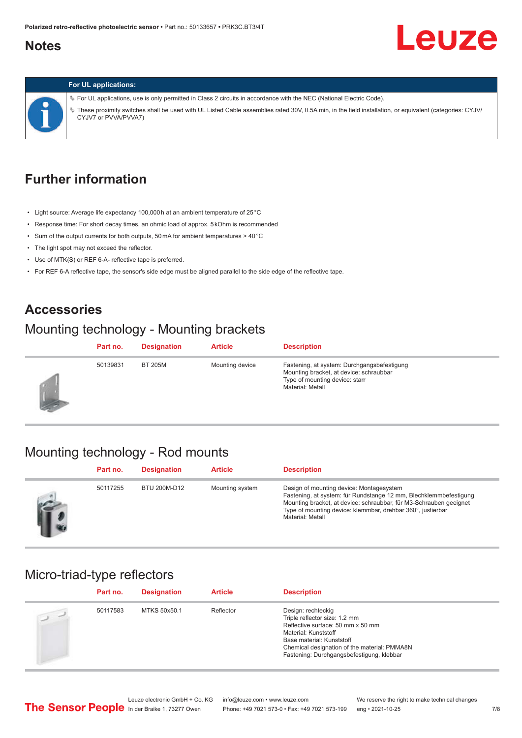## Notes

**For UL applications:**

- For UL applications, use is only permitted in Class 2 circuits in accordance with the NEC (National Electric Code).
- These proximity switches shall be used with UL Listed Cable assemblies rated 30V, 0.5A min, in the field installation, or equivalent (categories: CYJV/ CYJV7 or PVVA/PVVA7)

## Further information

- Light source: Average life expectancy 100,000 h at an ambient temperature of 25 °C
- Response time: For short decay times, an ohmic load of approx. 5 kOhm is recommended
- Sum of the output currents for both outputs, 50 mA for ambient temperatures > 40 °C
- The light spot may not exceed the reflector.
- Use of MTK(S) or REF 6-A- reflective tape is preferred.
- For REF 6-A reflective tape, the sensor's side edge must be aligned parallel to the side edge of the reflective tape.

## Accessories

### Mounting technology - Mounting brackets

| Part no. | Designation | Article | Description |
|---|---|---|---|
| 50139831 | BT 205M | Mounting device | Fastening, at system: Durchgangsbefestigung<br>Mounting bracket, at device: schraubbar<br>Type of mounting device: starr<br>Material: Metall |

### Mounting technology - Rod mounts

| Part no. | Designation | Article | Description |
|---|---|---|---|
| 50117255 | BTU 200M-D12 | Mounting system | Design of mounting device: Montagesystem<br>Fastening, at system: für Rundstange 12 mm, Blechklemmbefestigung<br>Mounting bracket, at device: schraubbar, für M3-Schrauben geeignet<br>Type of mounting device: klemmbar, drehbar 360°, justierbar<br>Material: Metall |

### Micro-triad-type reflectors

| Part no. | Designation | Article | Description |
|---|---|---|---|
| 50117583 | MTKS 50x50.1 | Reflector | Design: rechteckig<br>Triple reflector size: 1.2 mm<br>Reflective surface: 50 mm x 50 mm<br>Material: Kunststoff<br>Base material: Kunststoff<br>Chemical designation of the material: PMMA8N<br>Fastening: Durchgangsbefestigung, klebbar |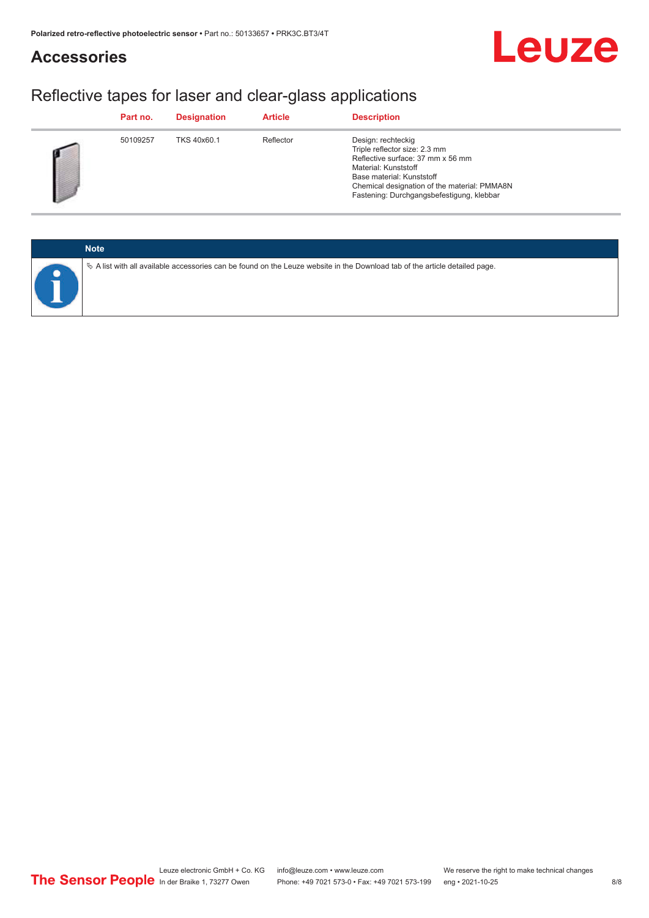## Accessories

## Reflective tapes for laser and clear-glass applications

| | Part no. | Designation | Article | Description |
|---|---|---|---|---|
| | 50109257 | TKS 40x60.1 | Reflector | Design: rechteckig<br>Triple reflector size: 2.3 mm<br>Reflective surface: 37 mm x 56 mm<br>Material: Kunststoff<br>Base material: Kunststoff<br>Chemical designation of the material: PMMA8N<br>Fastening: Durchgangsbefestigung, klebbar |

**Note**

↳ A list with all available accessories can be found on the Leuze website in the Download tab of the article detailed page.